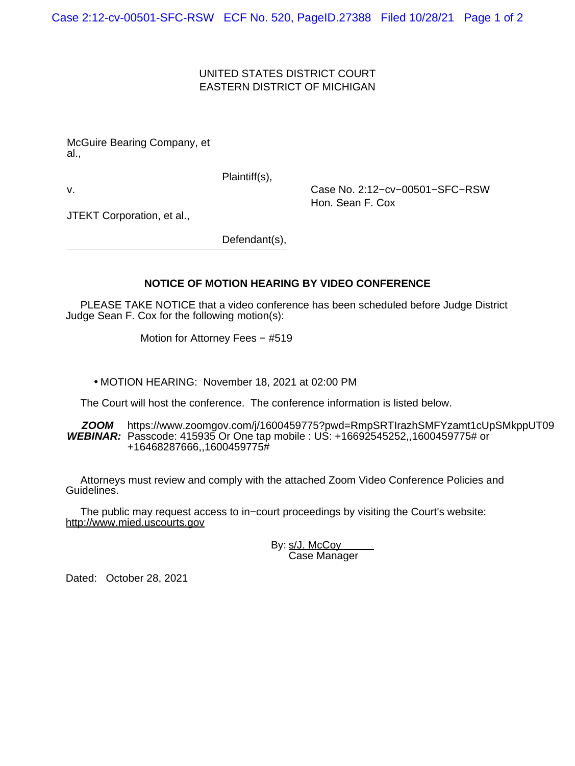UNITED STATES DISTRICT COURT
EASTERN DISTRICT OF MICHIGAN

McGuire Bearing Company, et al.,

Plaintiff(s),

v.

JTEKT Corporation, et al.,

Defendant(s),

Case No. 2:12−cv−00501−SFC−RSW
Hon. Sean F. Cox

## NOTICE OF MOTION HEARING BY VIDEO CONFERENCE

PLEASE TAKE NOTICE that a video conference has been scheduled before Judge District Judge Sean F. Cox for the following motion(s):

Motion for Attorney Fees − #519

- MOTION HEARING: November 18, 2021 at 02:00 PM

The Court will host the conference. The conference information is listed below.

***ZOOM WEBINAR:*** https://www.zoomgov.com/j/1600459775?pwd=RmpSRTIrazhSMFYzamt1cUpSMkppUT09 Passcode: 415935 Or One tap mobile : US: +16692545252,,1600459775# or +16468287666,,1600459775#

Attorneys must review and comply with the attached Zoom Video Conference Policies and Guidelines.

The public may request access to in−court proceedings by visiting the Court's website: http://www.mied.uscourts.gov

By: s/J. McCoy
Case Manager

Dated: October 28, 2021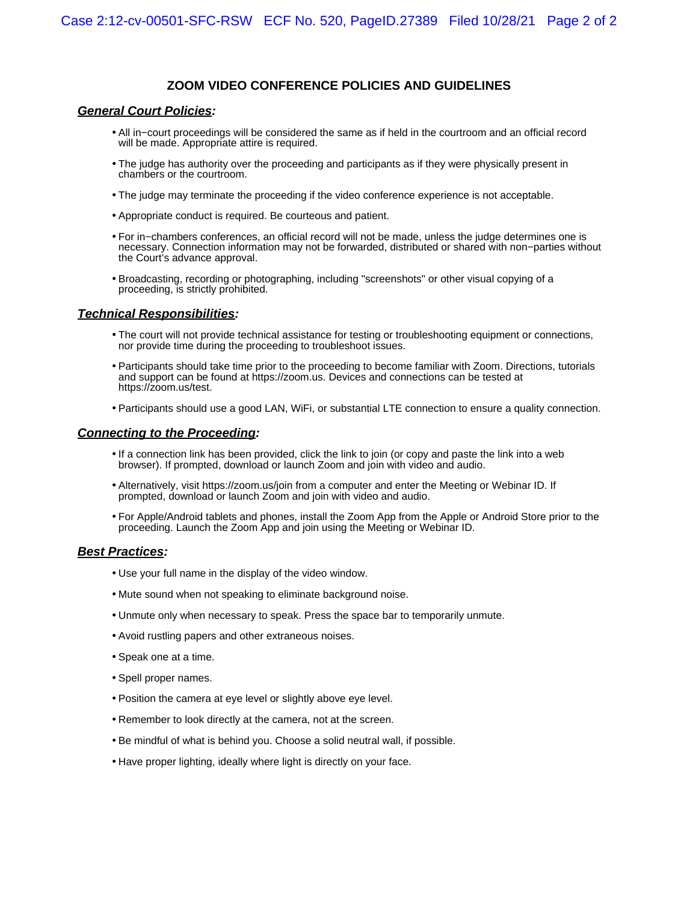# ZOOM VIDEO CONFERENCE POLICIES AND GUIDELINES

## ***General Court Policies:***

- All in−court proceedings will be considered the same as if held in the courtroom and an official record will be made. Appropriate attire is required.
- The judge has authority over the proceeding and participants as if they were physically present in chambers or the courtroom.
- The judge may terminate the proceeding if the video conference experience is not acceptable.
- Appropriate conduct is required. Be courteous and patient.
- For in−chambers conferences, an official record will not be made, unless the judge determines one is necessary. Connection information may not be forwarded, distributed or shared with non−parties without the Court's advance approval.
- Broadcasting, recording or photographing, including "screenshots" or other visual copying of a proceeding, is strictly prohibited.

## ***Technical Responsibilities:***

- The court will not provide technical assistance for testing or troubleshooting equipment or connections, nor provide time during the proceeding to troubleshoot issues.
- Participants should take time prior to the proceeding to become familiar with Zoom. Directions, tutorials and support can be found at https://zoom.us. Devices and connections can be tested at https://zoom.us/test.
- Participants should use a good LAN, WiFi, or substantial LTE connection to ensure a quality connection.

## ***Connecting to the Proceeding:***

- If a connection link has been provided, click the link to join (or copy and paste the link into a web browser). If prompted, download or launch Zoom and join with video and audio.
- Alternatively, visit https://zoom.us/join from a computer and enter the Meeting or Webinar ID. If prompted, download or launch Zoom and join with video and audio.
- For Apple/Android tablets and phones, install the Zoom App from the Apple or Android Store prior to the proceeding. Launch the Zoom App and join using the Meeting or Webinar ID.

## ***Best Practices:***

- Use your full name in the display of the video window.
- Mute sound when not speaking to eliminate background noise.
- Unmute only when necessary to speak. Press the space bar to temporarily unmute.
- Avoid rustling papers and other extraneous noises.
- Speak one at a time.
- Spell proper names.
- Position the camera at eye level or slightly above eye level.
- Remember to look directly at the camera, not at the screen.
- Be mindful of what is behind you. Choose a solid neutral wall, if possible.
- Have proper lighting, ideally where light is directly on your face.